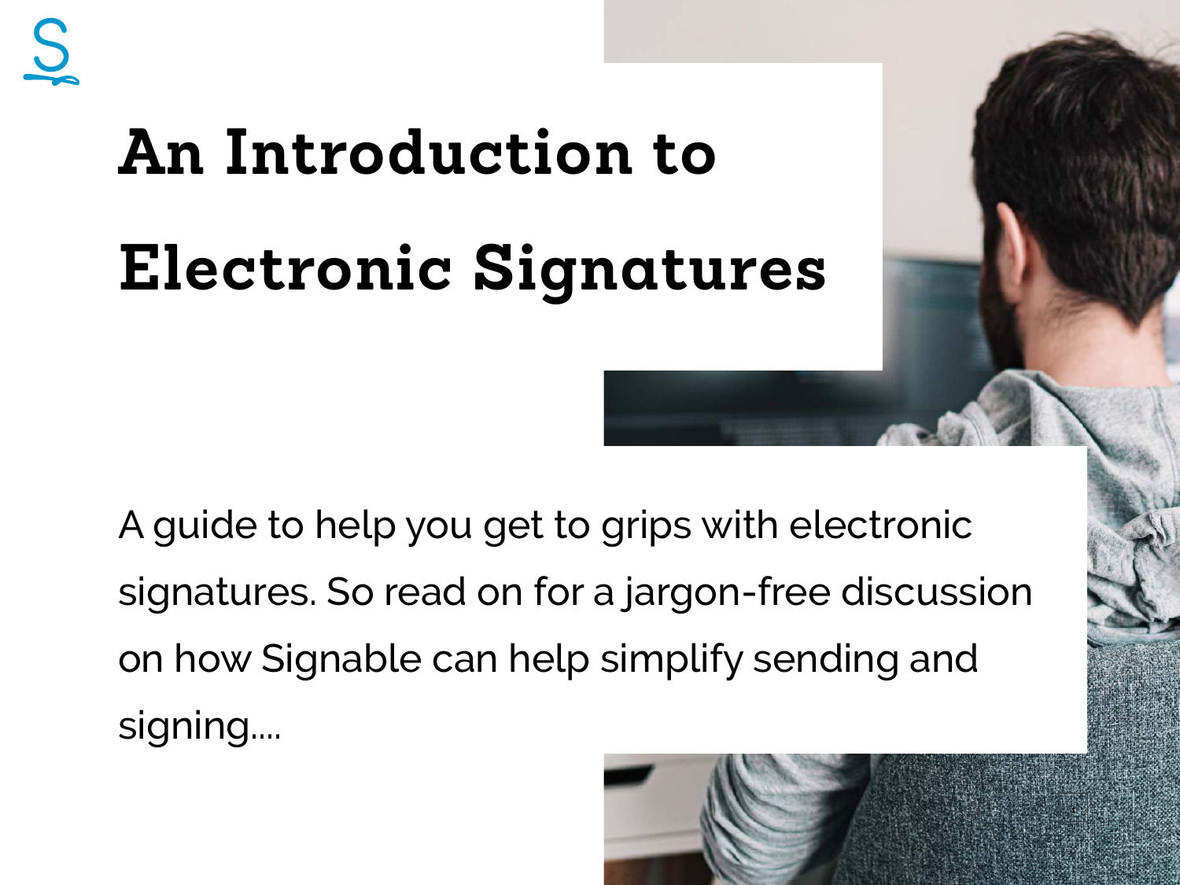# An Introduction to Electronic Signatures

A guide to help you get to grips with electronic signatures. So read on for a jargon-free discussion on how Signable can help simplify sending and signing....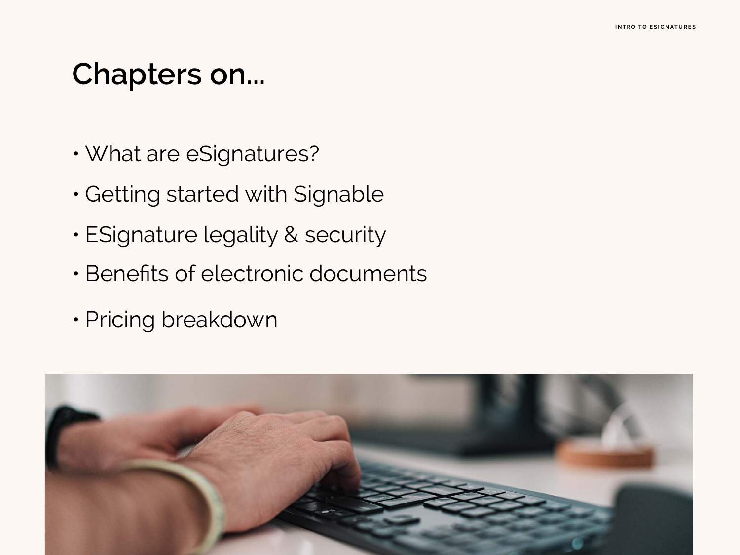# Chapters on...

- What are eSignatures?
- Getting started with Signable
- ESignature legality & security
- Benefits of electronic documents
- Pricing breakdown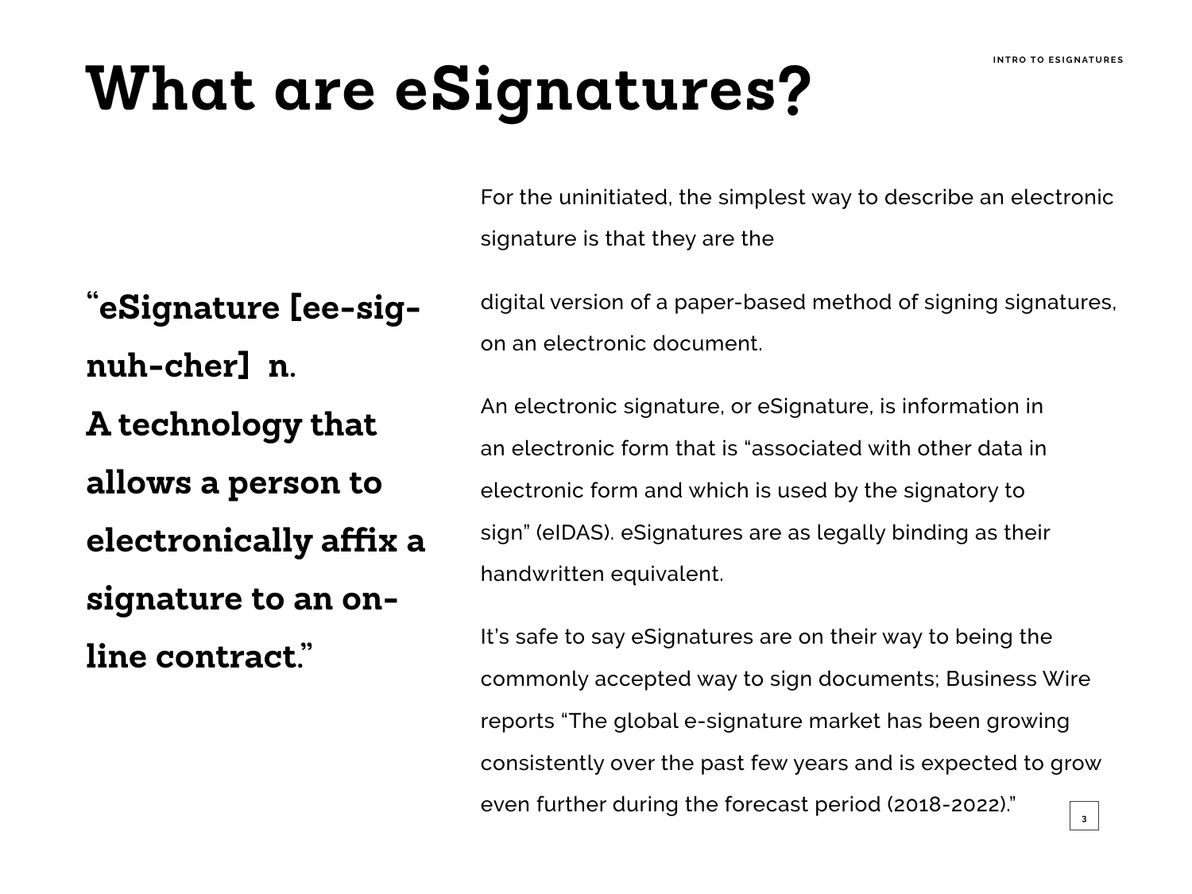# What are eSignatures?

**"eSignature [ee-sig-nuh-cher] n.**
**A technology that allows a person to electronically affix a signature to an on-line contract."**

For the uninitiated, the simplest way to describe an electronic signature is that they are the

digital version of a paper-based method of signing signatures, on an electronic document.

An electronic signature, or eSignature, is information in an electronic form that is "associated with other data in electronic form and which is used by the signatory to sign" (eIDAS). eSignatures are as legally binding as their handwritten equivalent.

It's safe to say eSignatures are on their way to being the commonly accepted way to sign documents; Business Wire reports "The global e-signature market has been growing consistently over the past few years and is expected to grow even further during the forecast period (2018-2022)."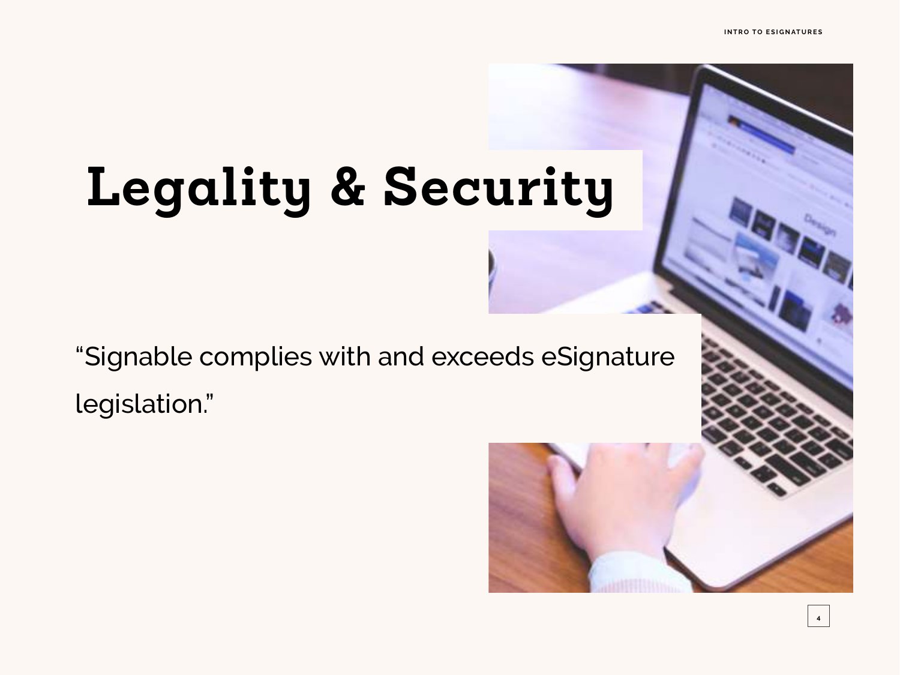# Legality & Security

“Signable complies with and exceeds eSignature legislation.”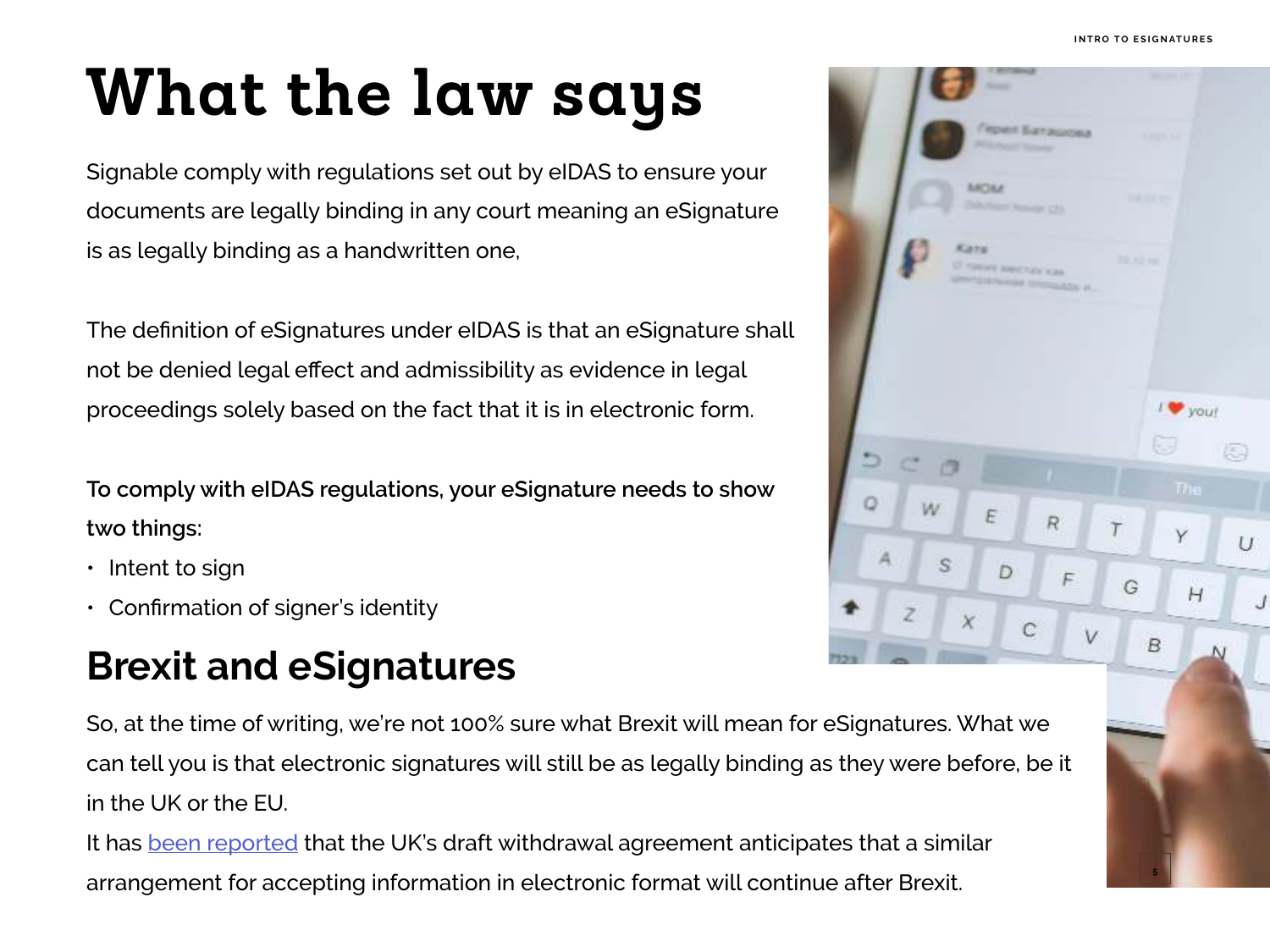# What the law says

Signable comply with regulations set out by eIDAS to ensure your documents are legally binding in any court meaning an eSignature is as legally binding as a handwritten one,

The definition of eSignatures under eIDAS is that an eSignature shall not be denied legal effect and admissibility as evidence in legal proceedings solely based on the fact that it is in electronic form.

**To comply with eIDAS regulations, your eSignature needs to show two things:**

- Intent to sign
- Confirmation of signer's identity

## Brexit and eSignatures

So, at the time of writing, we're not 100% sure what Brexit will mean for eSignatures. What we can tell you is that electronic signatures will still be as legally binding as they were before, be it in the UK or the EU.

It has been reported that the UK's draft withdrawal agreement anticipates that a similar arrangement for accepting information in electronic format will continue after Brexit.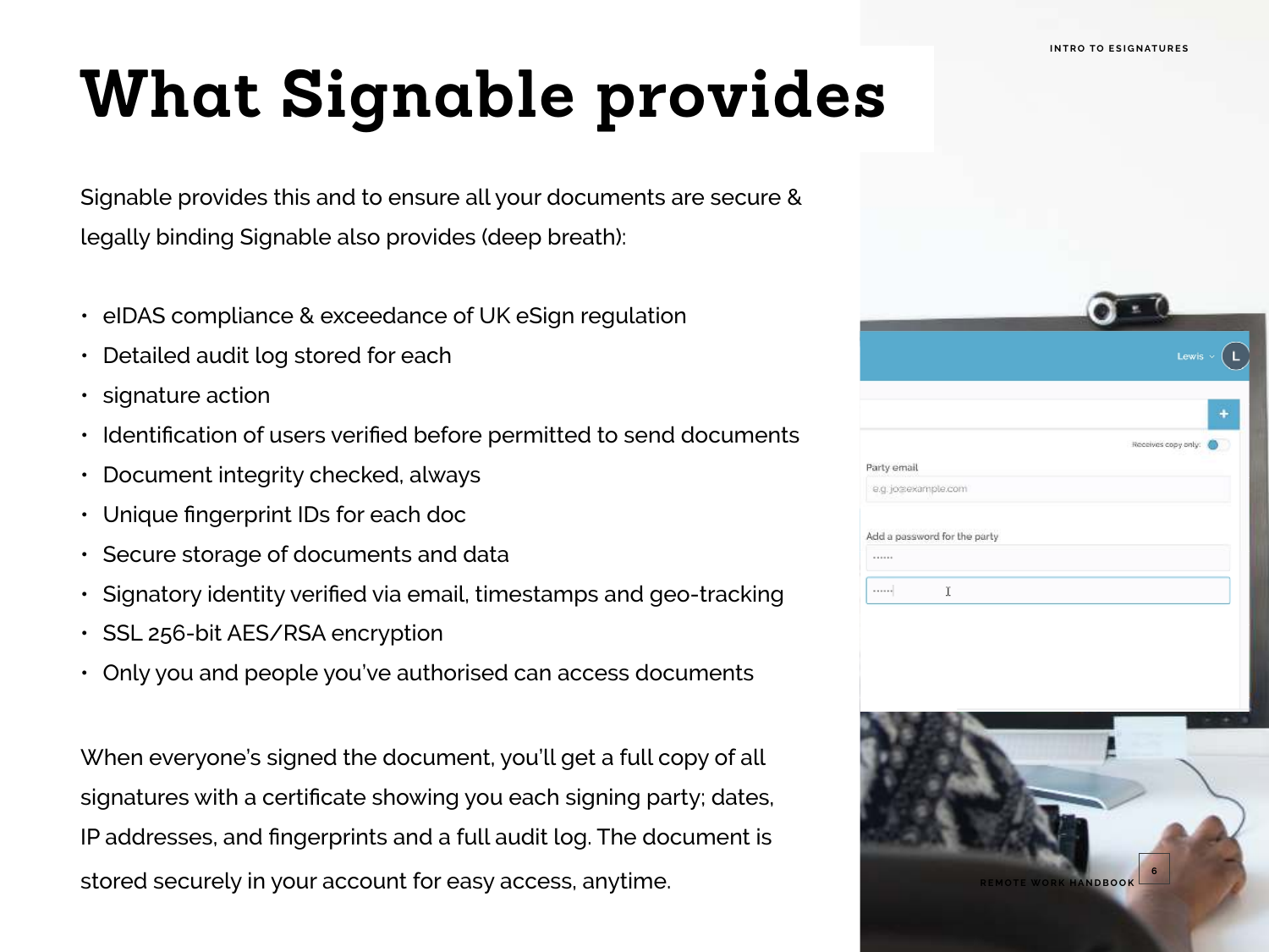# What Signable provides

Signable provides this and to ensure all your documents are secure & legally binding Signable also provides (deep breath):

- eIDAS compliance & exceedance of UK eSign regulation
- Detailed audit log stored for each
- signature action
- Identification of users verified before permitted to send documents
- Document integrity checked, always
- Unique fingerprint IDs for each doc
- Secure storage of documents and data
- Signatory identity verified via email, timestamps and geo-tracking
- SSL 256-bit AES/RSA encryption
- Only you and people you've authorised can access documents

When everyone's signed the document, you'll get a full copy of all signatures with a certificate showing you each signing party; dates, IP addresses, and fingerprints and a full audit log. The document is stored securely in your account for easy access, anytime.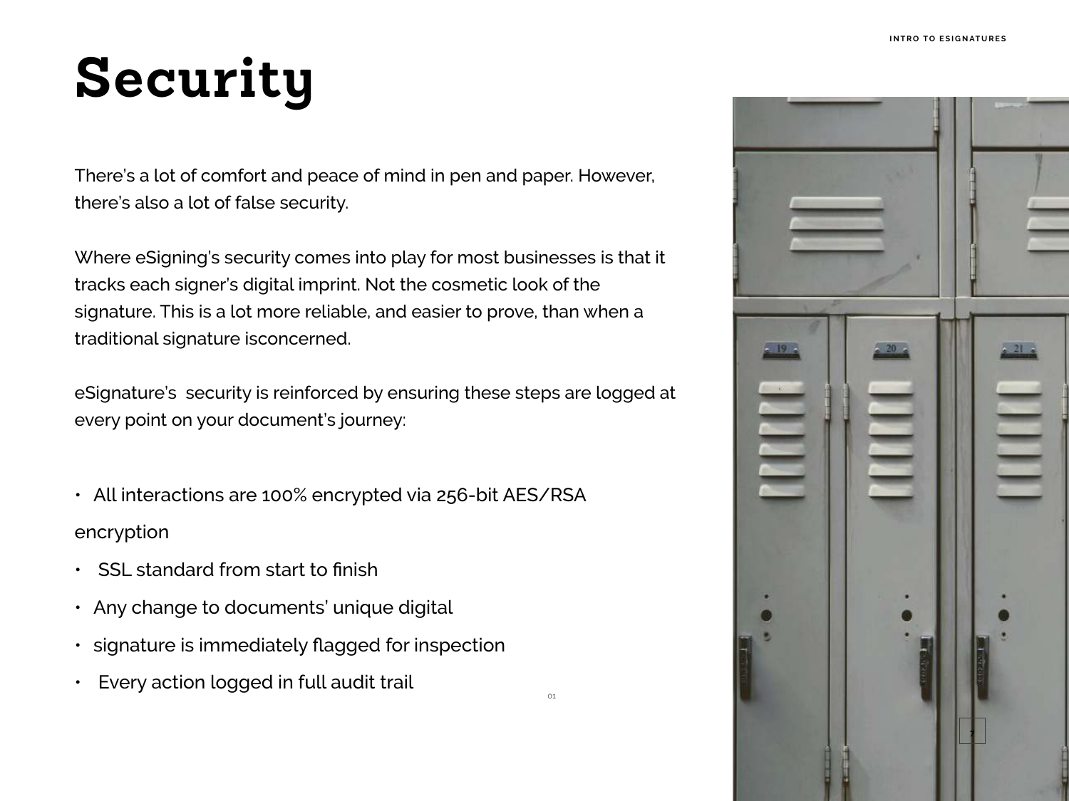# Security

There's a lot of comfort and peace of mind in pen and paper. However, there's also a lot of false security.

Where eSigning's security comes into play for most businesses is that it tracks each signer's digital imprint. Not the cosmetic look of the signature. This is a lot more reliable, and easier to prove, than when a traditional signature isconcerned.

eSignature's security is reinforced by ensuring these steps are logged at every point on your document's journey:

- All interactions are 100% encrypted via 256-bit AES/RSA encryption
- SSL standard from start to finish
- Any change to documents' unique digital
- signature is immediately flagged for inspection
- Every action logged in full audit trail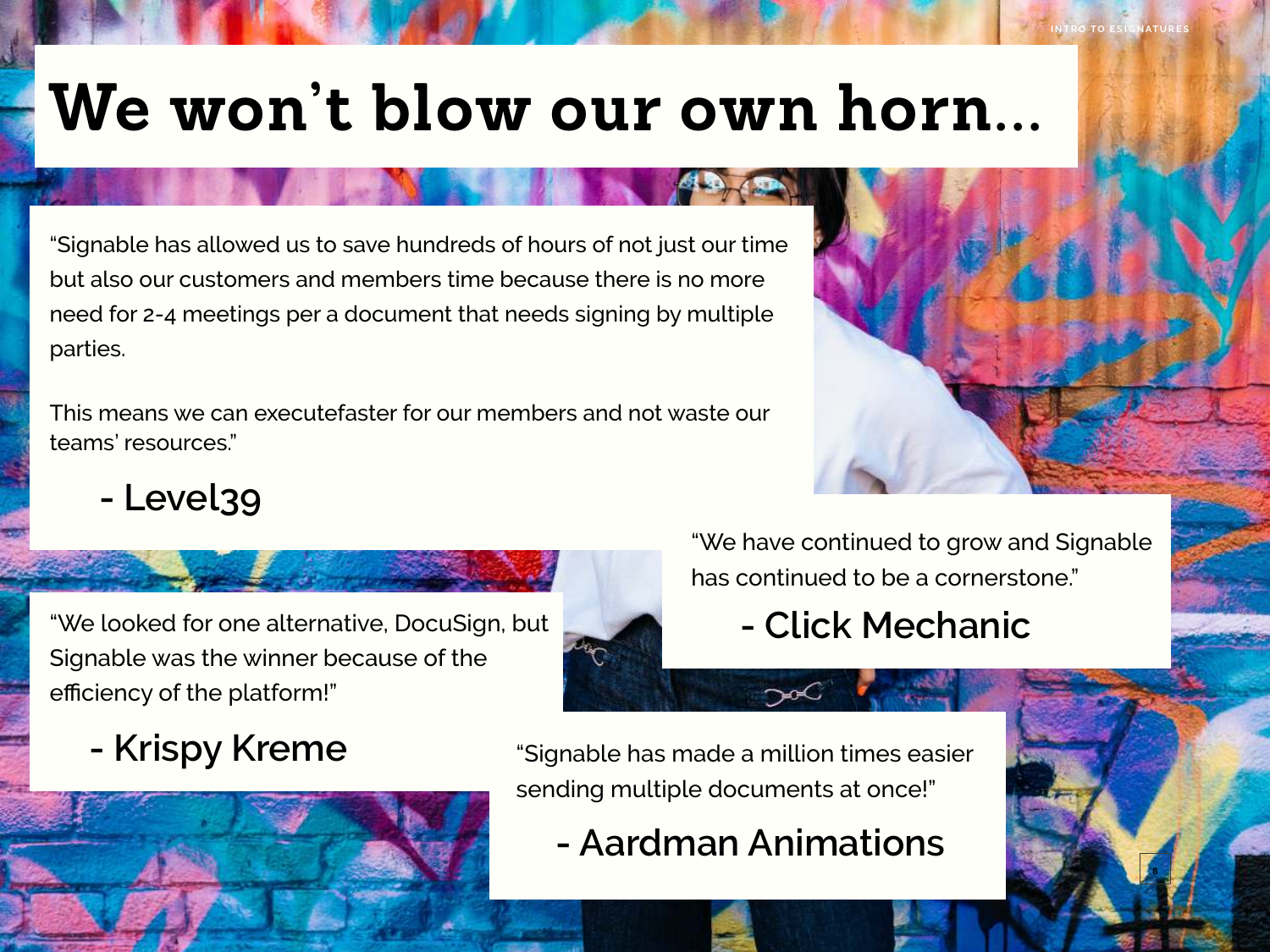# We won't blow our own horn...

"Signable has allowed us to save hundreds of hours of not just our time but also our customers and members time because there is no more need for 2-4 meetings per a document that needs signing by multiple parties.

This means we can executefaster for our members and not waste our teams' resources."

**- Level39**

"We have continued to grow and Signable has continued to be a cornerstone."

**- Click Mechanic**

"We looked for one alternative, DocuSign, but Signable was the winner because of the efficiency of the platform!"

**- Krispy Kreme**

"Signable has made a million times easier sending multiple documents at once!"

**- Aardman Animations**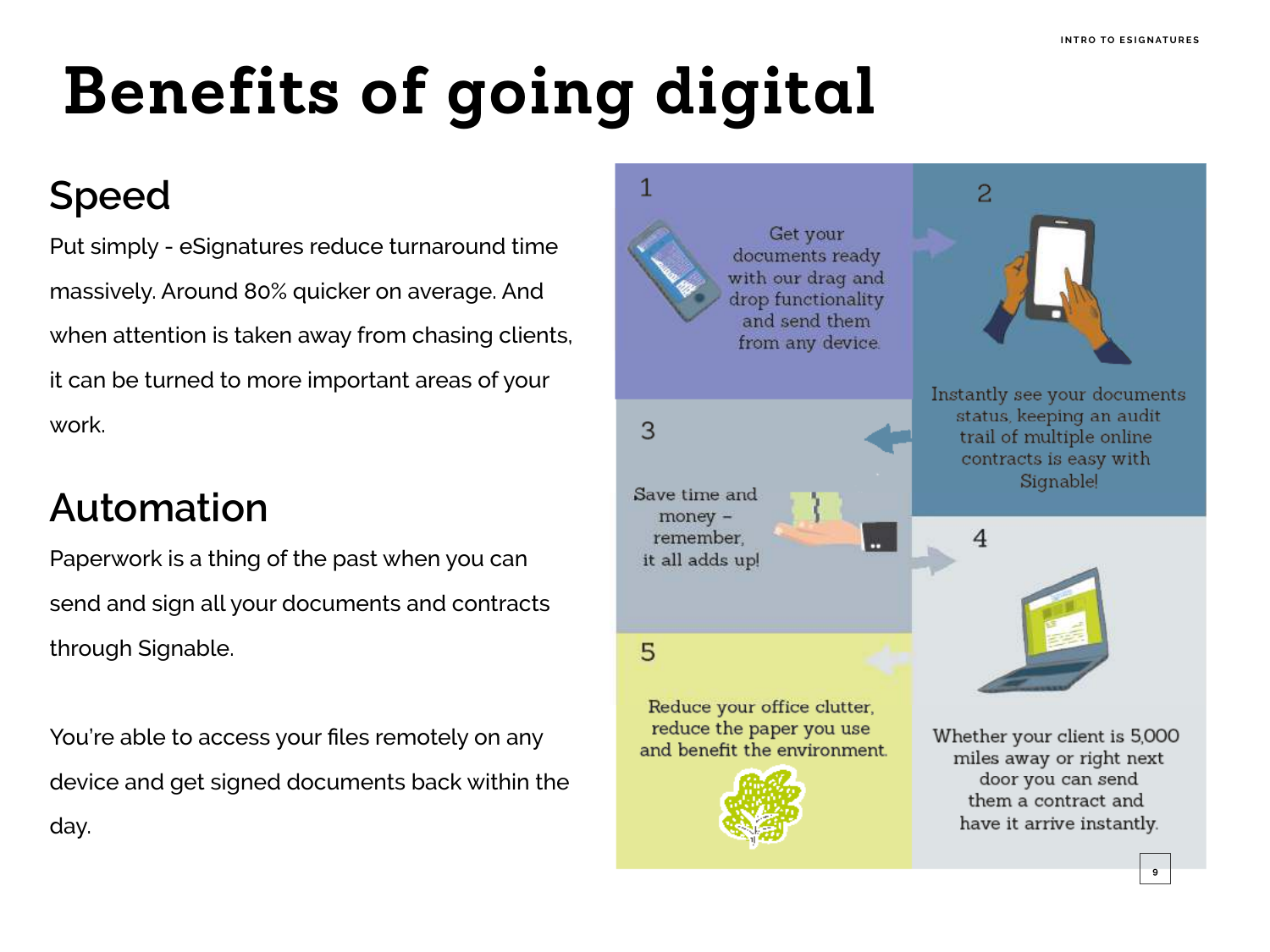# Benefits of going digital

## Speed

Put simply - eSignatures reduce turnaround time massively. Around 80% quicker on average. And when attention is taken away from chasing clients, it can be turned to more important areas of your work.

## Automation

Paperwork is a thing of the past when you can send and sign all your documents and contracts through Signable.

You're able to access your files remotely on any device and get signed documents back within the day.

1. Get your documents ready with our drag and drop functionality and send them from any device.

2. Instantly see your documents status, keeping an audit trail of multiple online contracts is easy with Signable!

3. Save time and money – remember, it all adds up!

4. Whether your client is 5,000 miles away or right next door you can send them a contract and have it arrive instantly.

5. Reduce your office clutter, reduce the paper you use and benefit the environment.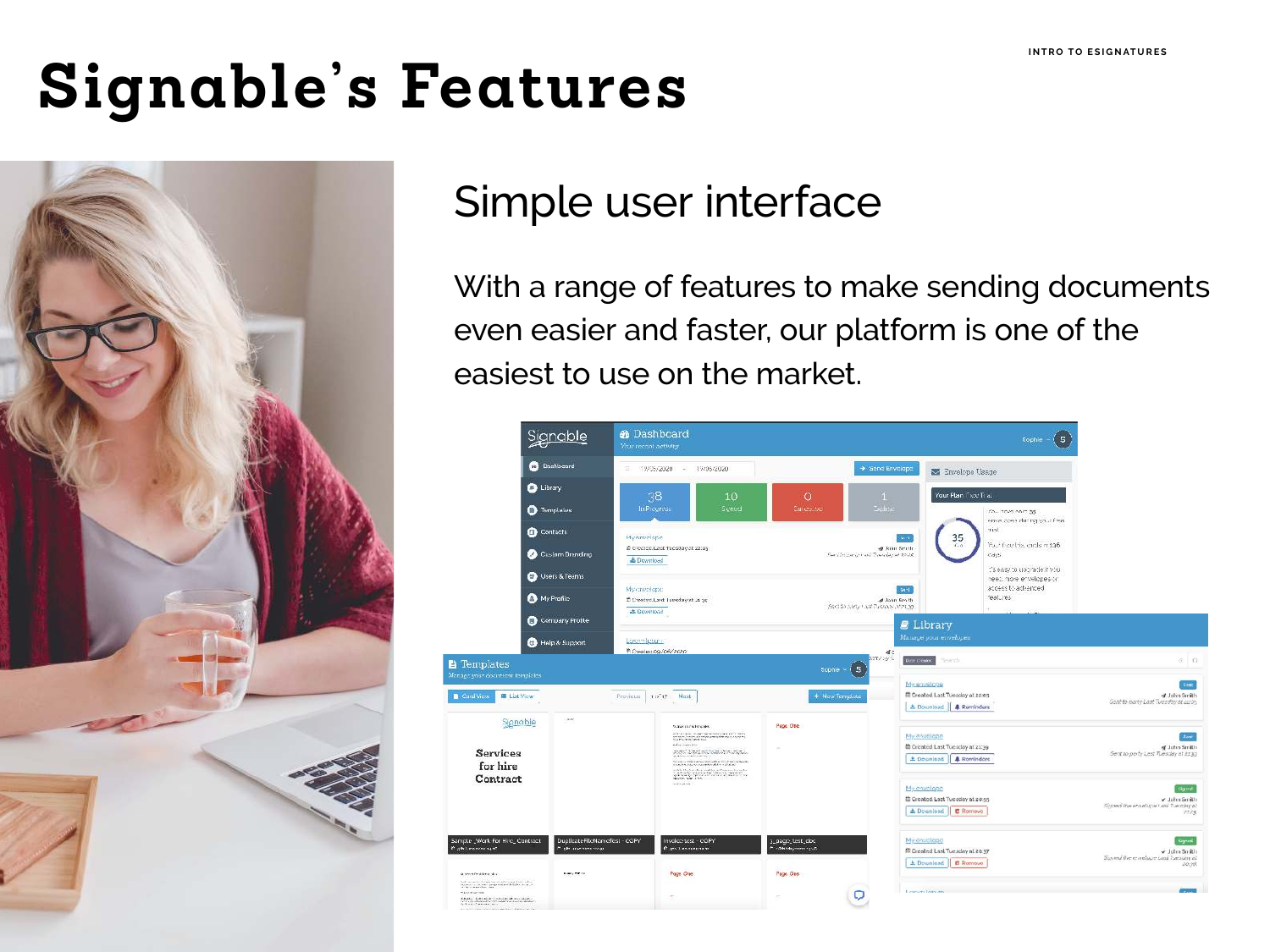# Signable's Features

## Simple user interface

With a range of features to make sending documents even easier and faster, our platform is one of the easiest to use on the market.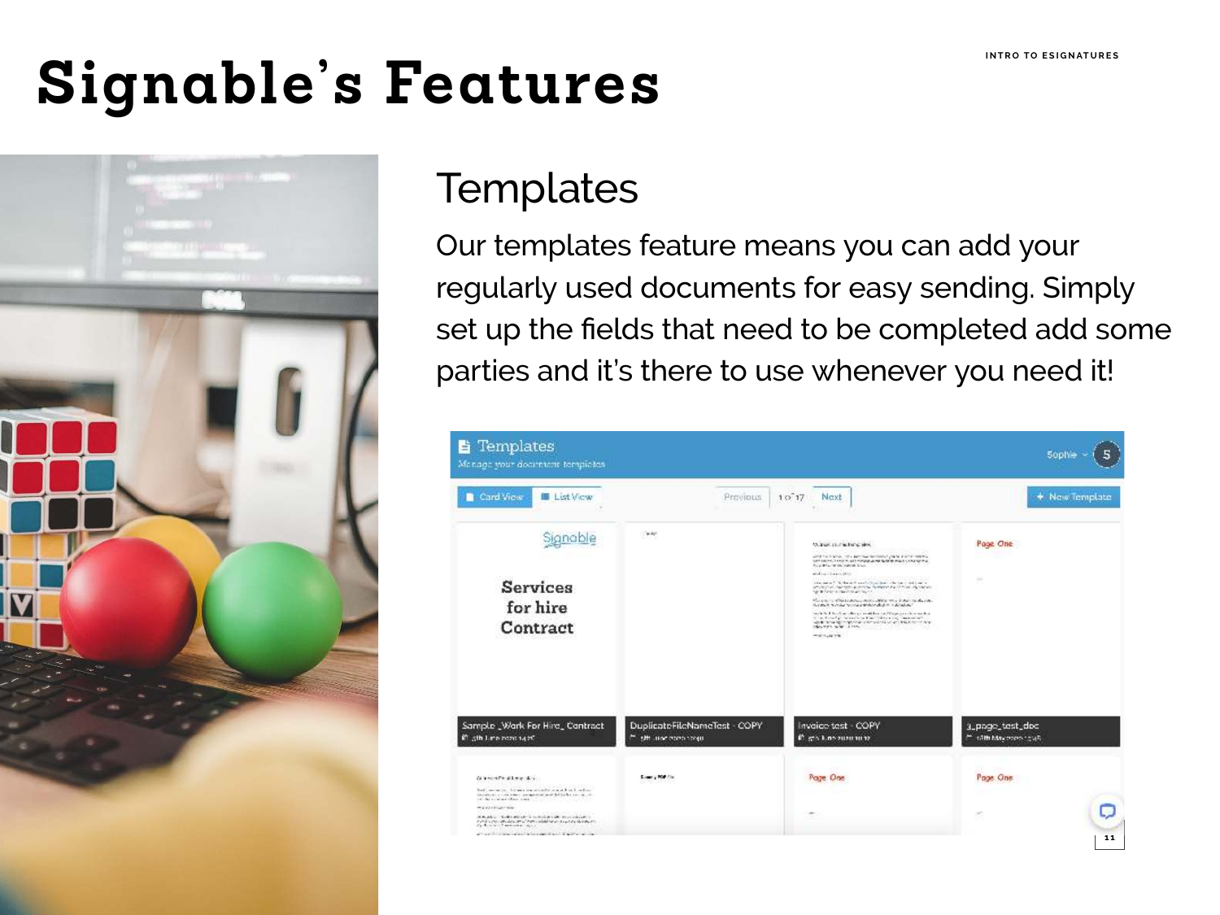# Signable's Features

## Templates

Our templates feature means you can add your regularly used documents for easy sending. Simply set up the fields that need to be completed add some parties and it's there to use whenever you need it!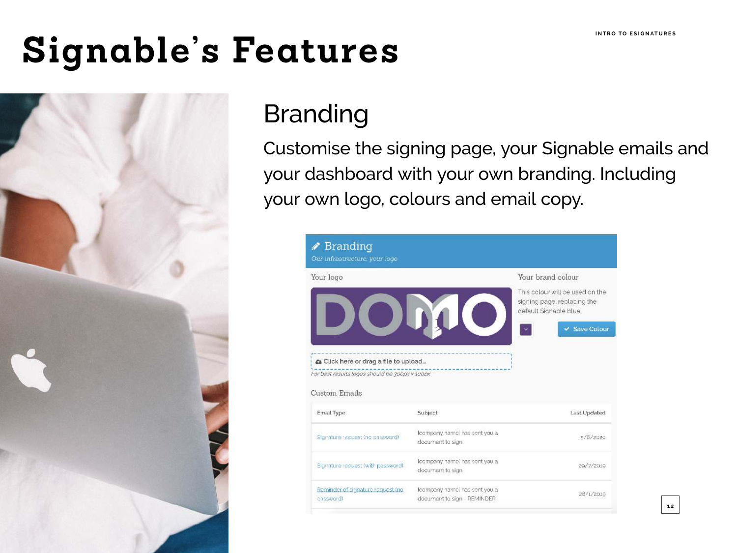# Signable's Features

## Branding

Customise the signing page, your Signable emails and your dashboard with your own branding. Including your own logo, colours and email copy.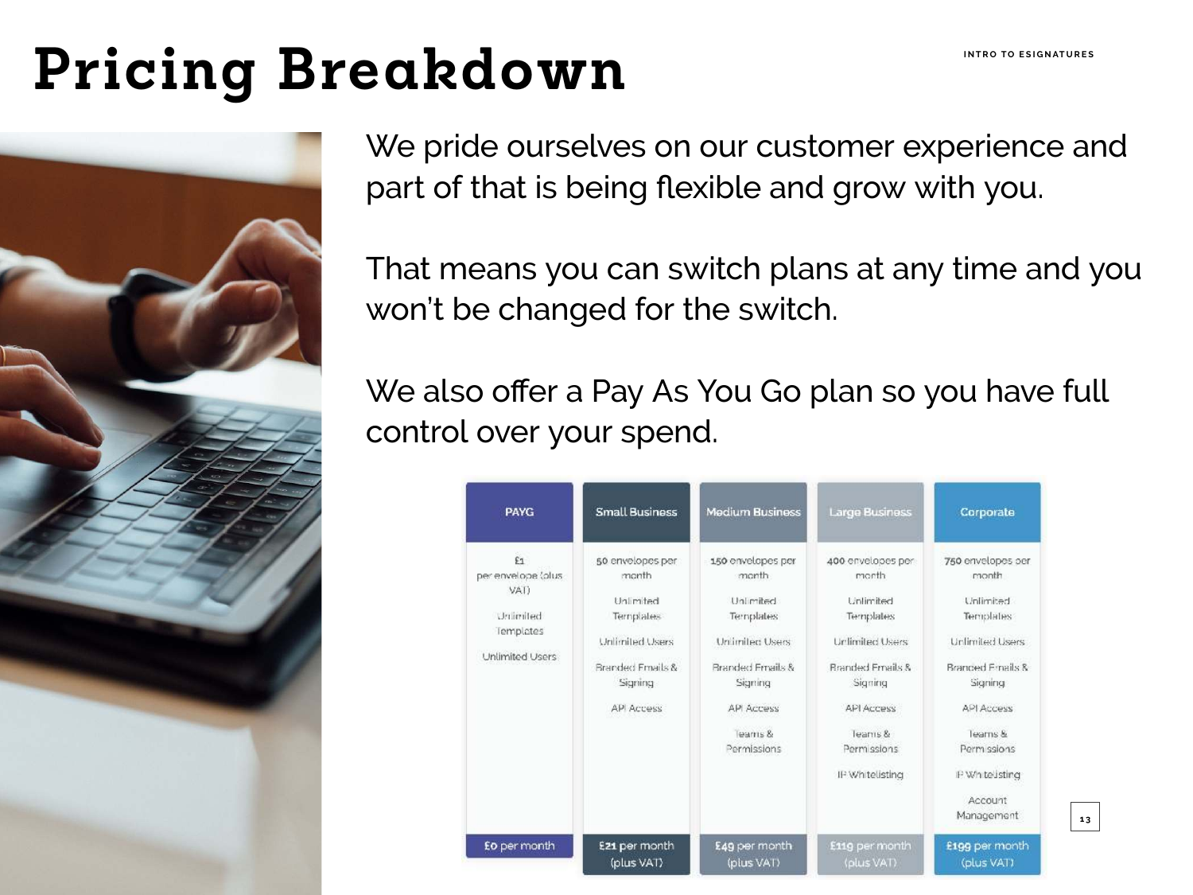# Pricing Breakdown

We pride ourselves on our customer experience and part of that is being flexible and grow with you.

That means you can switch plans at any time and you won't be changed for the switch.

We also offer a Pay As You Go plan so you have full control over your spend.

| PAYG | Small Business | Medium Business | Large Business | Corporate |
|---|---|---|---|---|
| £1 per envelope (plus VAT) | 50 envelopes per month | 150 envelopes per month | 400 envelopes per month | 750 envelopes per month |
| Unlimited Templates | Unlimited Templates | Unlimited Templates | Unlimited Templates | Unlimited Templates |
| Unlimited Users | Unlimited Users | Unlimited Users | Unlimited Users | Unlimited Users |
| | Branded Emails & Signing | Branded Emails & Signing | Branded Emails & Signing | Branded Emails & Signing |
| | API Access | API Access | API Access | API Access |
| | | Teams & Permissions | Teams & Permissions | Teams & Permissions |
| | | | IP Whitelisting | IP Whitelisting |
| | | | | Account Management |
| £0 per month | £21 per month (plus VAT) | £49 per month (plus VAT) | £119 per month (plus VAT) | £199 per month (plus VAT) |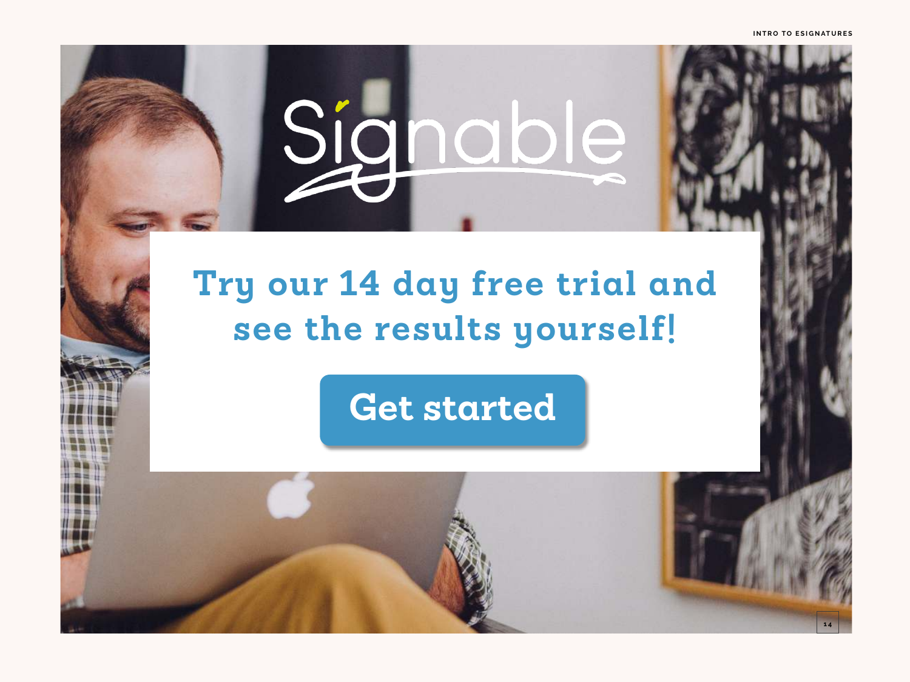Signable

## Try our 14 day free trial and see the results yourself!

Get started